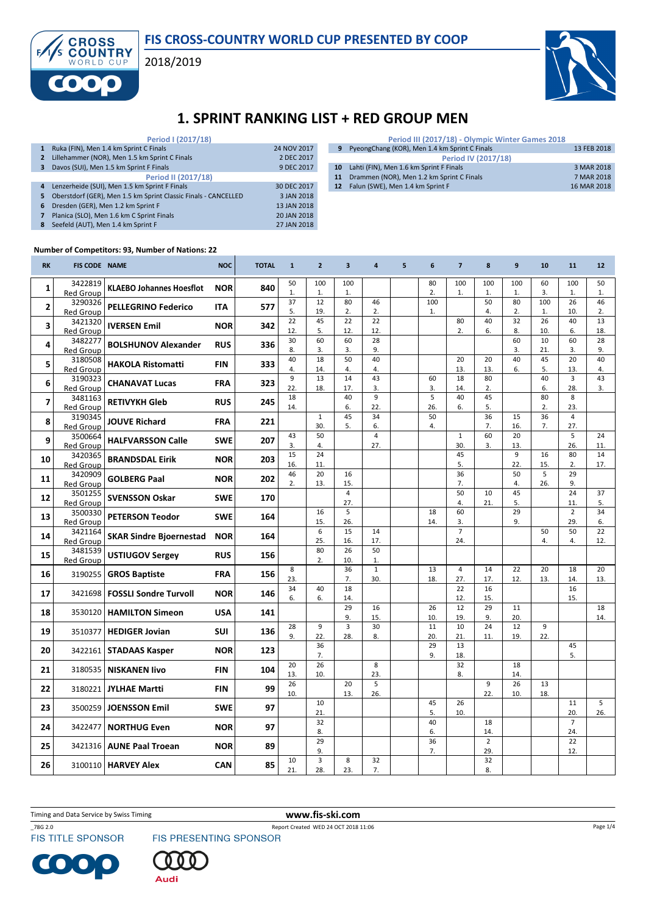# FIS CROSS-COUNTRY WORLD CUP PRESENTED BY COOP

2018/2019

# 1. SPRINT RANKING LIST + RED GROUP MEN

| | Period I (2017/18) | |
|---|---|---|
| 1 | Ruka (FIN), Men 1.4 km Sprint C Finals | 24 NOV 2017 |
| 2 | Lillehammer (NOR), Men 1.5 km Sprint C Finals | 2 DEC 2017 |
| 3 | Davos (SUI), Men 1.5 km Sprint F Finals | 9 DEC 2017 |
| | **Period II (2017/18)** | |
| 4 | Lenzerheide (SUI), Men 1.5 km Sprint F Finals | 30 DEC 2017 |
| 5 | Oberstdorf (GER), Men 1.5 km Sprint Classic Finals - CANCELLED | 3 JAN 2018 |
| 6 | Dresden (GER), Men 1.2 km Sprint F | 13 JAN 2018 |
| 7 | Planica (SLO), Men 1.6 km C Sprint Finals | 20 JAN 2018 |
| 8 | Seefeld (AUT), Men 1.4 km Sprint F | 27 JAN 2018 |

| | Period III (2017/18) - Olympic Winter Games 2018 | |
|---|---|---|
| 9 | PyeongChang (KOR), Men 1.4 km Sprint C Finals | 13 FEB 2018 |
| | **Period IV (2017/18)** | |
| 10 | Lahti (FIN), Men 1.6 km Sprint F Finals | 3 MAR 2018 |
| 11 | Drammen (NOR), Men 1.2 km Sprint C Finals | 7 MAR 2018 |
| 12 | Falun (SWE), Men 1.4 km Sprint F | 16 MAR 2018 |

**Number of Competitors: 93, Number of Nations: 22**

| RK | FIS CODE | NAME | NOC | TOTAL | 1 | 2 | 3 | 4 | 5 | 6 | 7 | 8 | 9 | 10 | 11 | 12 |
|---|---|---|---|---|---|---|---|---|---|---|---|---|---|---|---|---|
| 1 | 3422819 Red Group | KLAEBO Johannes Hoesflot | NOR | 840 | 50 1. | 100 1. | 100 1. | | | 80 2. | 100 1. | 100 1. | 100 1. | 60 3. | 100 1. | 50 1. |
| 2 | 3290326 Red Group | PELLEGRINO Federico | ITA | 577 | 37 5. | 12 19. | 80 2. | 46 2. | | 100 1. | | 50 4. | 80 2. | 100 1. | 26 10. | 46 2. |
| 3 | 3421320 Red Group | IVERSEN Emil | NOR | 342 | 22 12. | 45 5. | 22 12. | 22 12. | | | 80 2. | 40 6. | 32 8. | 26 10. | 40 6. | 13 18. |
| 4 | 3482277 Red Group | BOLSHUNOV Alexander | RUS | 336 | 30 8. | 60 3. | 60 3. | 28 9. | | | | | 60 3. | 10 21. | 60 3. | 28 9. |
| 5 | 3180508 Red Group | HAKOLA Ristomatti | FIN | 333 | 40 4. | 18 14. | 50 4. | 40 4. | | | 20 13. | 20 13. | 40 6. | 45 5. | 20 13. | 40 4. |
| 6 | 3190323 Red Group | CHANAVAT Lucas | FRA | 323 | 9 22. | 13 18. | 14 17. | 43 3. | | 60 3. | 18 14. | 80 2. | | 40 6. | 3 28. | 43 3. |
| 7 | 3481163 Red Group | RETIVYKH Gleb | RUS | 245 | 18 14. | | 40 6. | 9 22. | | 5 26. | 40 6. | 45 5. | | 80 2. | 8 23. | |
| 8 | 3190345 Red Group | JOUVE Richard | FRA | 221 | | 1 30. | 45 5. | 34 6. | | 50 4. | | 36 7. | 15 16. | 36 7. | 4 27. | |
| 9 | 3500664 Red Group | HALFVARSSON Calle | SWE | 207 | 43 3. | 50 4. | | 4 27. | | | 1 30. | 60 3. | 20 13. | | 5 26. | 24 11. |
| 10 | 3420365 Red Group | BRANDSDAL Eirik | NOR | 203 | 15 16. | 24 11. | | | | | 45 5. | | 9 22. | 16 15. | 80 2. | 14 17. |
| 11 | 3420909 Red Group | GOLBERG Paal | NOR | 202 | 46 2. | 20 13. | 16 15. | | | | 36 7. | | 50 4. | 5 26. | 29 9. | |
| 12 | 3501255 Red Group | SVENSSON Oskar | SWE | 170 | | | 4 27. | | | | 50 4. | 10 21. | 45 5. | | 24 11. | 37 5. |
| 13 | 3500330 Red Group | PETERSON Teodor | SWE | 164 | | 16 15. | 5 26. | | | 18 14. | 60 3. | | 29 9. | | 2 29. | 34 6. |
| 14 | 3421164 Red Group | SKAR Sindre Bjoernestad | NOR | 164 | | 6 25. | 15 16. | 14 17. | | | 7 24. | | | 50 4. | 50 4. | 22 12. |
| 15 | 3481539 Red Group | USTIUGOV Sergey | RUS | 156 | | 80 2. | 26 10. | 50 1. | | | | | | | | |
| 16 | 3190255 | GROS Baptiste | FRA | 156 | 8 23. | | 36 7. | 1 30. | | 13 18. | 4 27. | 14 17. | 22 12. | 20 13. | 18 14. | 20 13. |
| 17 | 3421698 | FOSSLI Sondre Turvoll | NOR | 146 | 34 6. | 40 6. | 18 14. | | | | 22 12. | 16 15. | | | 16 15. | |
| 18 | 3530120 | HAMILTON Simeon | USA | 141 | | | 29 9. | 16 15. | | 26 10. | 12 19. | 29 9. | 11 20. | | | 18 14. |
| 19 | 3510377 | HEDIGER Jovian | SUI | 136 | 28 9. | 9 22. | 3 28. | 30 8. | | 11 20. | 10 21. | 24 11. | 12 19. | 9 22. | | |
| 20 | 3422161 | STADAAS Kasper | NOR | 123 | | 36 7. | | | | 29 9. | 13 18. | | | | 45 5. | |
| 21 | 3180535 | NISKANEN Iivo | FIN | 104 | 20 13. | 26 10. | | 8 23. | | | 32 8. | | 18 14. | | | |
| 22 | 3180221 | JYLHAE Martti | FIN | 99 | 26 10. | | 20 13. | 5 26. | | | | 9 22. | 26 10. | 13 18. | | |
| 23 | 3500259 | JOENSSON Emil | SWE | 97 | | 10 21. | | | | 45 5. | 26 10. | | | | 11 20. | 5 26. |
| 24 | 3422477 | NORTHUG Even | NOR | 97 | | 32 8. | | | | 40 6. | | 18 14. | | | 7 24. | |
| 25 | 3421316 | AUNE Paal Troean | NOR | 89 | | 29 9. | | | | 36 7. | | 2 29. | | | 22 12. | |
| 26 | 3100110 | HARVEY Alex | CAN | 85 | 10 21. | 3 28. | 8 23. | 32 7. | | | | 32 8. | | | | |

Timing and Data Service by Swiss Timing — www.fis-ski.com

_78G 2.0 Report Created WED 24 OCT 2018 11:06

FIS TITLE SPONSOR — FIS PRESENTING SPONSOR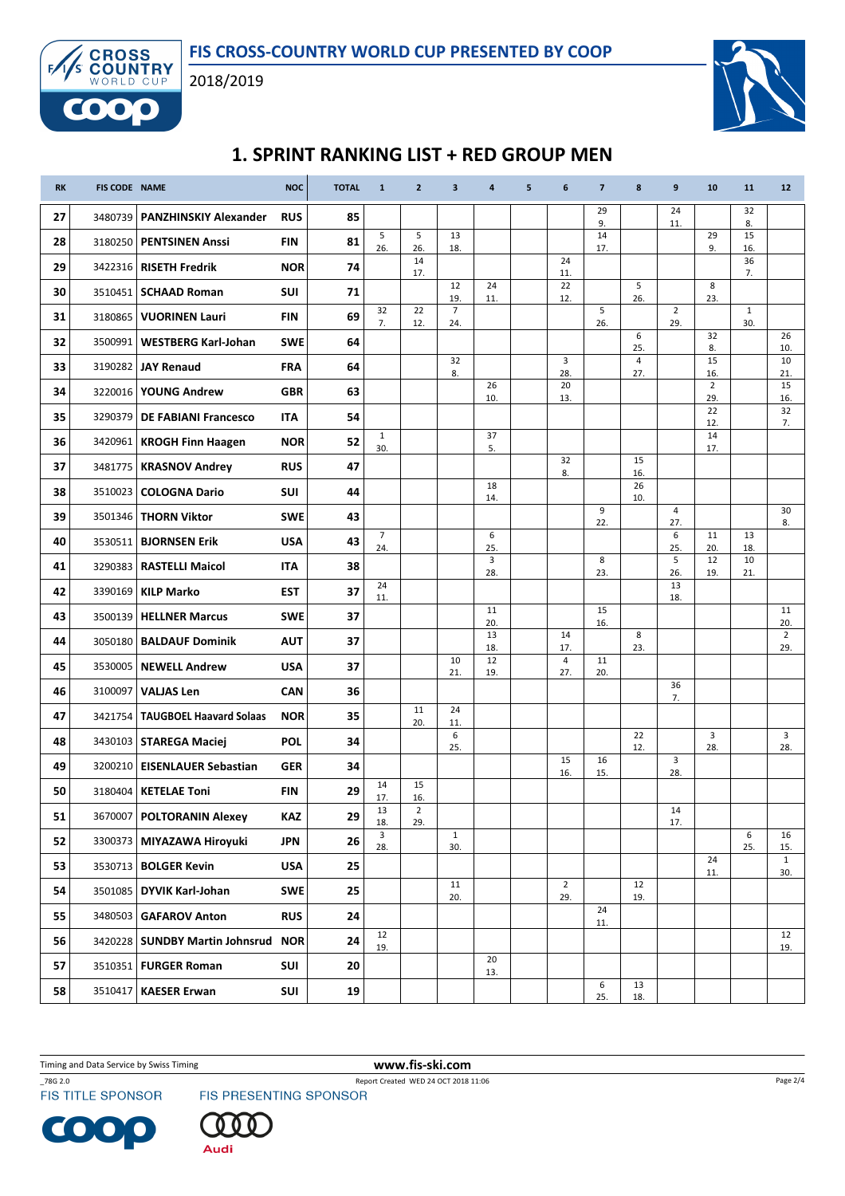# FIS CROSS-COUNTRY WORLD CUP PRESENTED BY COOP

2018/2019

## 1. SPRINT RANKING LIST + RED GROUP MEN

| RK | FIS CODE | NAME | NOC | TOTAL | 1 | 2 | 3 | 4 | 5 | 6 | 7 | 8 | 9 | 10 | 11 | 12 |
|---|---|---|---|---|---|---|---|---|---|---|---|---|---|---|---|---|
| 27 | 3480739 | **PANZHINSKIY Alexander** | RUS | 85 | | | | | | | 29 9. | | 24 11. | | 32 8. | |
| 28 | 3180250 | **PENTSINEN Anssi** | FIN | 81 | 5 26. | 5 26. | 13 18. | | | | 14 17. | | | 29 9. | 15 16. | |
| 29 | 3422316 | **RISETH Fredrik** | NOR | 74 | | 14 17. | | | | 24 11. | | | | | 36 7. | |
| 30 | 3510451 | **SCHAAD Roman** | SUI | 71 | | | 12 19. | 24 11. | | 22 12. | | 5 26. | | 8 23. | | |
| 31 | 3180865 | **VUORINEN Lauri** | FIN | 69 | 32 7. | 22 12. | 7 24. | | | | 5 26. | | 2 29. | | 1 30. | |
| 32 | 3500991 | **WESTBERG Karl-Johan** | SWE | 64 | | | | | | | | 6 25. | | 32 8. | | 26 10. |
| 33 | 3190282 | **JAY Renaud** | FRA | 64 | | | 32 8. | | | 3 28. | | 4 27. | | 15 16. | | 10 21. |
| 34 | 3220016 | **YOUNG Andrew** | GBR | 63 | | | | 26 10. | | 20 13. | | | | 2 29. | | 15 16. |
| 35 | 3290379 | **DE FABIANI Francesco** | ITA | 54 | | | | | | | | | | 22 12. | | 32 7. |
| 36 | 3420961 | **KROGH Finn Haagen** | NOR | 52 | 1 30. | | | 37 5. | | | | | | 14 17. | | |
| 37 | 3481775 | **KRASNOV Andrey** | RUS | 47 | | | | | | 32 8. | | 15 16. | | | | |
| 38 | 3510023 | **COLOGNA Dario** | SUI | 44 | | | | 18 14. | | | | 26 10. | | | | |
| 39 | 3501346 | **THORN Viktor** | SWE | 43 | | | | | | | 9 22. | | 4 27. | | | 30 8. |
| 40 | 3530511 | **BJORNSEN Erik** | USA | 43 | 7 24. | | | 6 25. | | | | | 6 25. | 11 20. | 13 18. | |
| 41 | 3290383 | **RASTELLI Maicol** | ITA | 38 | | | | 3 28. | | | 8 23. | | 5 26. | 12 19. | 10 21. | |
| 42 | 3390169 | **KILP Marko** | EST | 37 | 24 11. | | | | | | | | 13 18. | | | |
| 43 | 3500139 | **HELLNER Marcus** | SWE | 37 | | | | 11 20. | | | 15 16. | | | | | 11 20. |
| 44 | 3050180 | **BALDAUF Dominik** | AUT | 37 | | | | 13 18. | | 14 17. | | 8 23. | | | | 2 29. |
| 45 | 3530005 | **NEWELL Andrew** | USA | 37 | | | 10 21. | 12 19. | | 4 27. | 11 20. | | | | | |
| 46 | 3100097 | **VALJAS Len** | CAN | 36 | | | | | | | | | 36 7. | | | |
| 47 | 3421754 | **TAUGBOEL Haavard Solaas** | NOR | 35 | | 11 20. | 24 11. | | | | | | | | | |
| 48 | 3430103 | **STAREGA Maciej** | POL | 34 | | | 6 25. | | | | | 22 12. | | 3 28. | | 3 28. |
| 49 | 3200210 | **EISENLAUER Sebastian** | GER | 34 | | | | | | 15 16. | 16 15. | | 3 28. | | | |
| 50 | 3180404 | **KETELAE Toni** | FIN | 29 | 14 17. | 15 16. | | | | | | | | | | |
| 51 | 3670007 | **POLTORANIN Alexey** | KAZ | 29 | 13 18. | 2 29. | | | | | | | 14 17. | | | |
| 52 | 3300373 | **MIYAZAWA Hiroyuki** | JPN | 26 | 3 28. | | 1 30. | | | | | | | | 6 25. | 16 15. |
| 53 | 3530713 | **BOLGER Kevin** | USA | 25 | | | | | | | | | | 24 11. | | 1 30. |
| 54 | 3501085 | **DYVIK Karl-Johan** | SWE | 25 | | | 11 20. | | | 2 29. | | 12 19. | | | | |
| 55 | 3480503 | **GAFAROV Anton** | RUS | 24 | | | | | | | 24 11. | | | | | |
| 56 | 3420228 | **SUNDBY Martin Johnsrud** | NOR | 24 | 12 19. | | | | | | | | | | | 12 19. |
| 57 | 3510351 | **FURGER Roman** | SUI | 20 | | | | 20 13. | | | | | | | | |
| 58 | 3510417 | **KAESER Erwan** | SUI | 19 | | | | | | | 6 25. | 13 18. | | | | |

Timing and Data Service by Swiss Timing — www.fis-ski.com

_78G 2.0 — Report Created WED 24 OCT 2018 11:06

FIS TITLE SPONSOR — FIS PRESENTING SPONSOR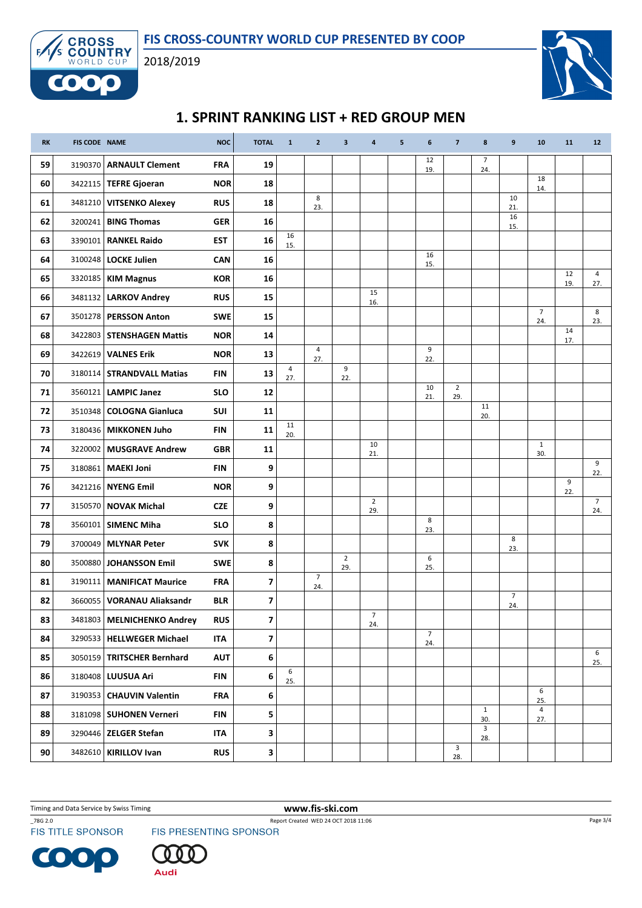# 1. SPRINT RANKING LIST + RED GROUP MEN

FIS CROSS-COUNTRY WORLD CUP PRESENTED BY COOP

2018/2019

| RK | FIS CODE | NAME | NOC | TOTAL | 1 | 2 | 3 | 4 | 5 | 6 | 7 | 8 | 9 | 10 | 11 | 12 |
|---|---|---|---|---|---|---|---|---|---|---|---|---|---|---|---|---|
| 59 | 3190370 | **ARNAULT Clement** | **FRA** | **19** | | | | | | 12 19. | | 7 24. | | | | |
| 60 | 3422115 | **TEFRE Gjoeran** | **NOR** | **18** | | | | | | | | | | 18 14. | | |
| 61 | 3481210 | **VITSENKO Alexey** | **RUS** | **18** | | 8 23. | | | | | | | 10 21. | | | |
| 62 | 3200241 | **BING Thomas** | **GER** | **16** | | | | | | | | | 16 15. | | | |
| 63 | 3390101 | **RANKEL Raido** | **EST** | **16** | 16 15. | | | | | | | | | | | |
| 64 | 3100248 | **LOCKE Julien** | **CAN** | **16** | | | | | | 16 15. | | | | | | |
| 65 | 3320185 | **KIM Magnus** | **KOR** | **16** | | | | | | | | | | | 12 19. | 4 27. |
| 66 | 3481132 | **LARKOV Andrey** | **RUS** | **15** | | | | 15 16. | | | | | | | | |
| 67 | 3501278 | **PERSSON Anton** | **SWE** | **15** | | | | | | | | | | 7 24. | | 8 23. |
| 68 | 3422803 | **STENSHAGEN Mattis** | **NOR** | **14** | | | | | | | | | | | 14 17. | |
| 69 | 3422619 | **VALNES Erik** | **NOR** | **13** | | 4 27. | | | | 9 22. | | | | | | |
| 70 | 3180114 | **STRANDVALL Matias** | **FIN** | **13** | 4 27. | | 9 22. | | | | | | | | | |
| 71 | 3560121 | **LAMPIC Janez** | **SLO** | **12** | | | | | | 10 21. | 2 29. | | | | | |
| 72 | 3510348 | **COLOGNA Gianluca** | **SUI** | **11** | | | | | | | | 11 20. | | | | |
| 73 | 3180436 | **MIKKONEN Juho** | **FIN** | **11** | 11 20. | | | | | | | | | | | |
| 74 | 3220002 | **MUSGRAVE Andrew** | **GBR** | **11** | | | | 10 21. | | | | | | 1 30. | | |
| 75 | 3180861 | **MAEKI Joni** | **FIN** | **9** | | | | | | | | | | | | 9 22. |
| 76 | 3421216 | **NYENG Emil** | **NOR** | **9** | | | | | | | | | | | 9 22. | |
| 77 | 3150570 | **NOVAK Michal** | **CZE** | **9** | | | | 2 29. | | | | | | | | 7 24. |
| 78 | 3560101 | **SIMENC Miha** | **SLO** | **8** | | | | | | 8 23. | | | | | | |
| 79 | 3700049 | **MLYNAR Peter** | **SVK** | **8** | | | | | | | | | 8 23. | | | |
| 80 | 3500880 | **JOHANSSON Emil** | **SWE** | **8** | | | 2 29. | | | 6 25. | | | | | | |
| 81 | 3190111 | **MANIFICAT Maurice** | **FRA** | **7** | | 7 24. | | | | | | | | | | |
| 82 | 3660055 | **VORANAU Aliaksandr** | **BLR** | **7** | | | | | | | | | 7 24. | | | |
| 83 | 3481803 | **MELNICHENKO Andrey** | **RUS** | **7** | | | | 7 24. | | | | | | | | |
| 84 | 3290533 | **HELLWEGER Michael** | **ITA** | **7** | | | | | | 7 24. | | | | | | |
| 85 | 3050159 | **TRITSCHER Bernhard** | **AUT** | **6** | | | | | | | | | | | | 6 25. |
| 86 | 3180408 | **LUUSUA Ari** | **FIN** | **6** | 6 25. | | | | | | | | | | | |
| 87 | 3190353 | **CHAUVIN Valentin** | **FRA** | **6** | | | | | | | | | | 6 25. | | |
| 88 | 3181098 | **SUHONEN Verneri** | **FIN** | **5** | | | | | | | | 1 30. | | 4 27. | | |
| 89 | 3290446 | **ZELGER Stefan** | **ITA** | **3** | | | | | | | | 3 28. | | | | |
| 90 | 3482610 | **KIRILLOV Ivan** | **RUS** | **3** | | | | | | | 3 28. | | | | | |

Timing and Data Service by Swiss Timing — www.fis-ski.com

_78G 2.0 — Report Created WED 24 OCT 2018 11:06

FIS TITLE SPONSOR — FIS PRESENTING SPONSOR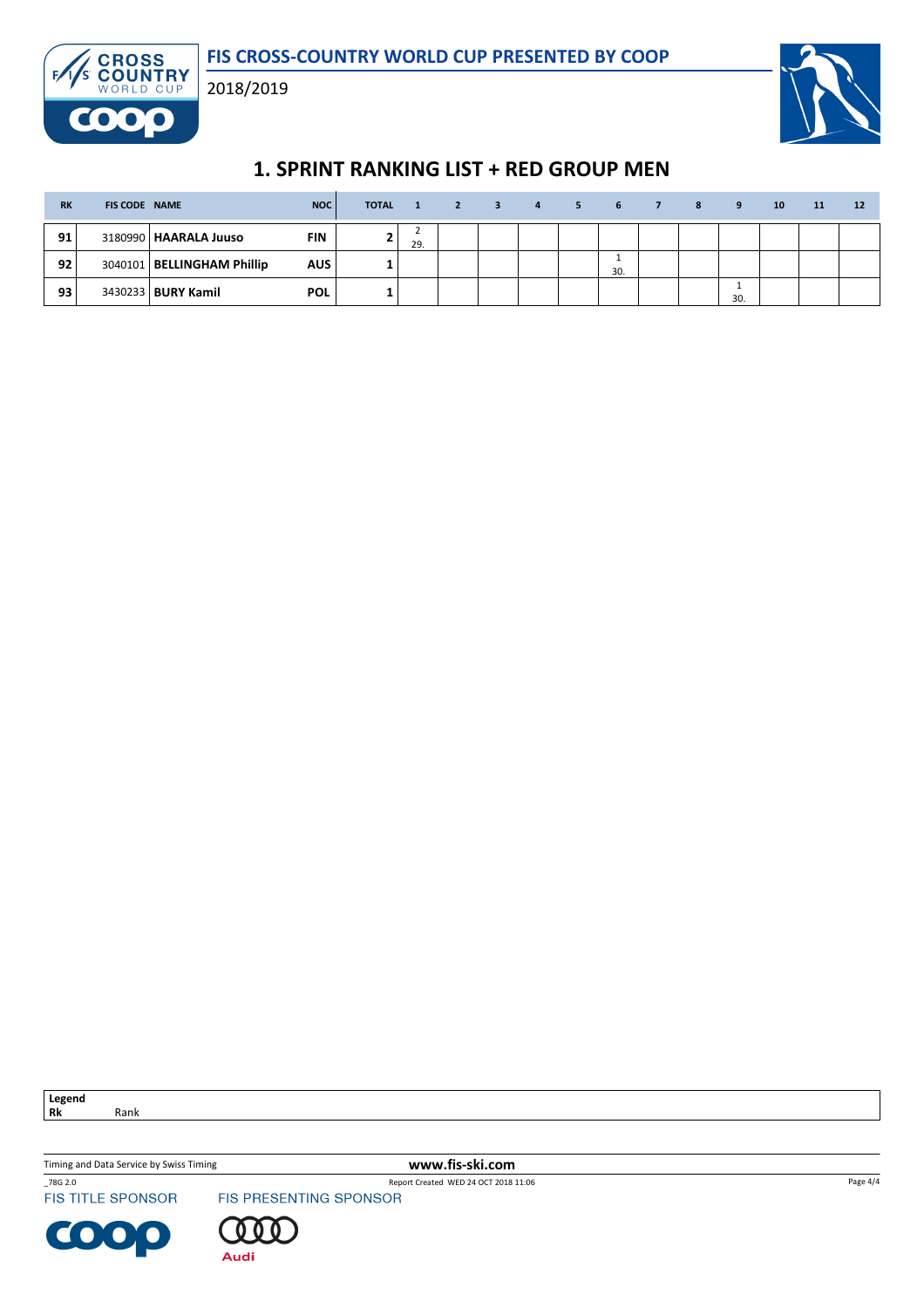# 1. SPRINT RANKING LIST + RED GROUP MEN

| RK | FIS CODE | NAME | NOC | TOTAL | 1 | 2 | 3 | 4 | 5 | 6 | 7 | 8 | 9 | 10 | 11 | 12 |
|---|---|---|---|---|---|---|---|---|---|---|---|---|---|---|---|---|
| 91 | 3180990 | **HAARALA Juuso** | FIN | 2 | 2 29. | | | | | | | | | | | |
| 92 | 3040101 | **BELLINGHAM Phillip** | AUS | 1 | | | | | | 1 30. | | | | | | |
| 93 | 3430233 | **BURY Kamil** | POL | 1 | | | | | | | | | 1 30. | | | |

**Legend**
**Rk** Rank

Timing and Data Service by Swiss Timing

www.fis-ski.com

_78G 2.0 Report Created WED 24 OCT 2018 11:06

FIS TITLE SPONSOR FIS PRESENTING SPONSOR